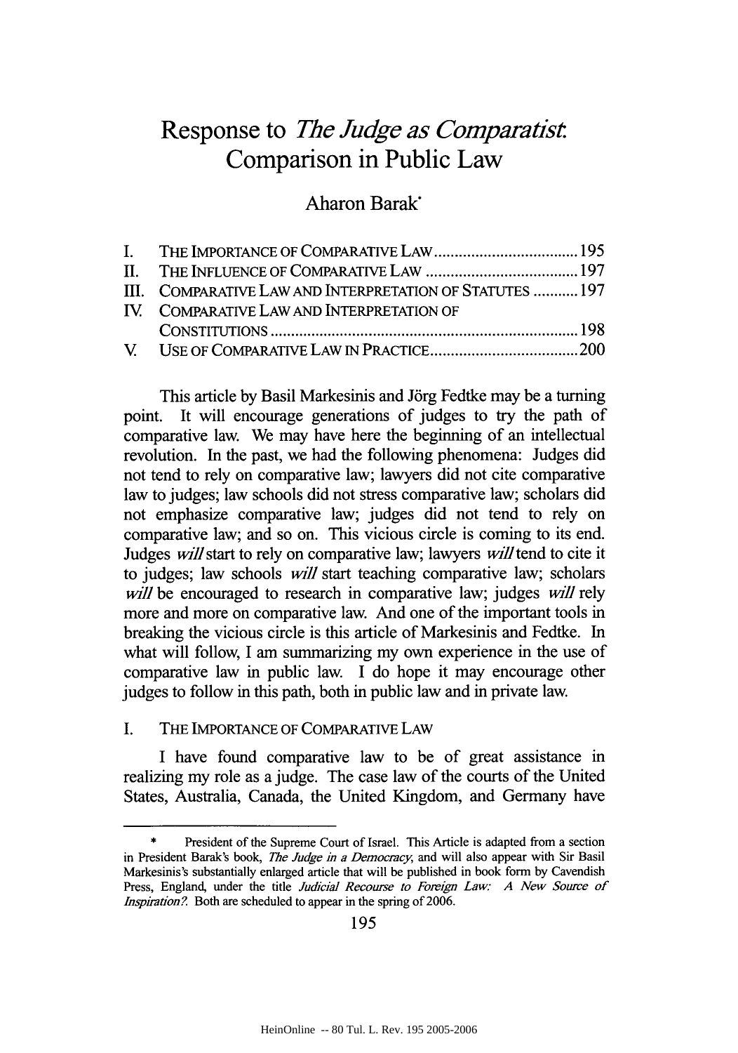# Response to *The Judge as Comparatist*: Comparison in Public Law

## Aharon Barak*

| | | |
|---|---|---|
| I. | THE IMPORTANCE OF COMPARATIVE LAW | 195 |
| II. | THE INFLUENCE OF COMPARATIVE LAW | 197 |
| III. | COMPARATIVE LAW AND INTERPRETATION OF STATUTES | 197 |
| IV. | COMPARATIVE LAW AND INTERPRETATION OF CONSTITUTIONS | 198 |
| V. | USE OF COMPARATIVE LAW IN PRACTICE | 200 |

This article by Basil Markesinis and Jörg Fedtke may be a turning point. It will encourage generations of judges to try the path of comparative law. We may have here the beginning of an intellectual revolution. In the past, we had the following phenomena: Judges did not tend to rely on comparative law; lawyers did not cite comparative law to judges; law schools did not stress comparative law; scholars did not emphasize comparative law; judges did not tend to rely on comparative law; and so on. This vicious circle is coming to its end. Judges *will* start to rely on comparative law; lawyers *will* tend to cite it to judges; law schools *will* start teaching comparative law; scholars *will* be encouraged to research in comparative law; judges *will* rely more and more on comparative law. And one of the important tools in breaking the vicious circle is this article of Markesinis and Fedtke. In what will follow, I am summarizing my own experience in the use of comparative law in public law. I do hope it may encourage other judges to follow in this path, both in public law and in private law.

## I. THE IMPORTANCE OF COMPARATIVE LAW

I have found comparative law to be of great assistance in realizing my role as a judge. The case law of the courts of the United States, Australia, Canada, the United Kingdom, and Germany have

---

\* President of the Supreme Court of Israel. This Article is adapted from a section in President Barak's book, *The Judge in a Democracy*, and will also appear with Sir Basil Markesinis's substantially enlarged article that will be published in book form by Cavendish Press, England, under the title *Judicial Recourse to Foreign Law: A New Source of Inspiration?*. Both are scheduled to appear in the spring of 2006.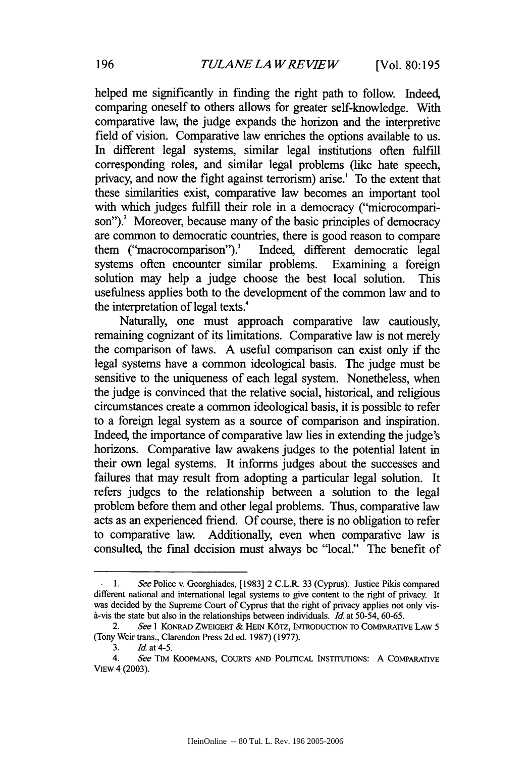helped me significantly in finding the right path to follow. Indeed, comparing oneself to others allows for greater self-knowledge. With comparative law, the judge expands the horizon and the interpretive field of vision. Comparative law enriches the options available to us. In different legal systems, similar legal institutions often fulfill corresponding roles, and similar legal problems (like hate speech, privacy, and now the fight against terrorism) arise.[1] To the extent that these similarities exist, comparative law becomes an important tool with which judges fulfill their role in a democracy ("microcomparison").[2] Moreover, because many of the basic principles of democracy are common to democratic countries, there is good reason to compare them ("macrocomparison").[3] Indeed, different democratic legal systems often encounter similar problems. Examining a foreign solution may help a judge choose the best local solution. This usefulness applies both to the development of the common law and to the interpretation of legal texts.[4]

Naturally, one must approach comparative law cautiously, remaining cognizant of its limitations. Comparative law is not merely the comparison of laws. A useful comparison can exist only if the legal systems have a common ideological basis. The judge must be sensitive to the uniqueness of each legal system. Nonetheless, when the judge is convinced that the relative social, historical, and religious circumstances create a common ideological basis, it is possible to refer to a foreign legal system as a source of comparison and inspiration. Indeed, the importance of comparative law lies in extending the judge's horizons. Comparative law awakens judges to the potential latent in their own legal systems. It informs judges about the successes and failures that may result from adopting a particular legal solution. It refers judges to the relationship between a solution to the legal problem before them and other legal problems. Thus, comparative law acts as an experienced friend. Of course, there is no obligation to refer to comparative law. Additionally, even when comparative law is consulted, the final decision must always be "local." The benefit of

---

1. *See* Police v. Georghiades, [1983] 2 C.L.R. 33 (Cyprus). Justice Pikis compared different national and international legal systems to give content to the right of privacy. It was decided by the Supreme Court of Cyprus that the right of privacy applies not only vis-à-vis the state but also in the relationships between individuals. *Id.* at 50-54, 60-65.

2. *See* 1 KONRAD ZWEIGERT & HEIN KÖTZ, INTRODUCTION TO COMPARATIVE LAW 5 (Tony Weir trans., Clarendon Press 2d ed. 1987) (1977).

3. *Id.* at 4-5.

4. *See* TIM KOOPMANS, COURTS AND POLITICAL INSTITUTIONS: A COMPARATIVE VIEW 4 (2003).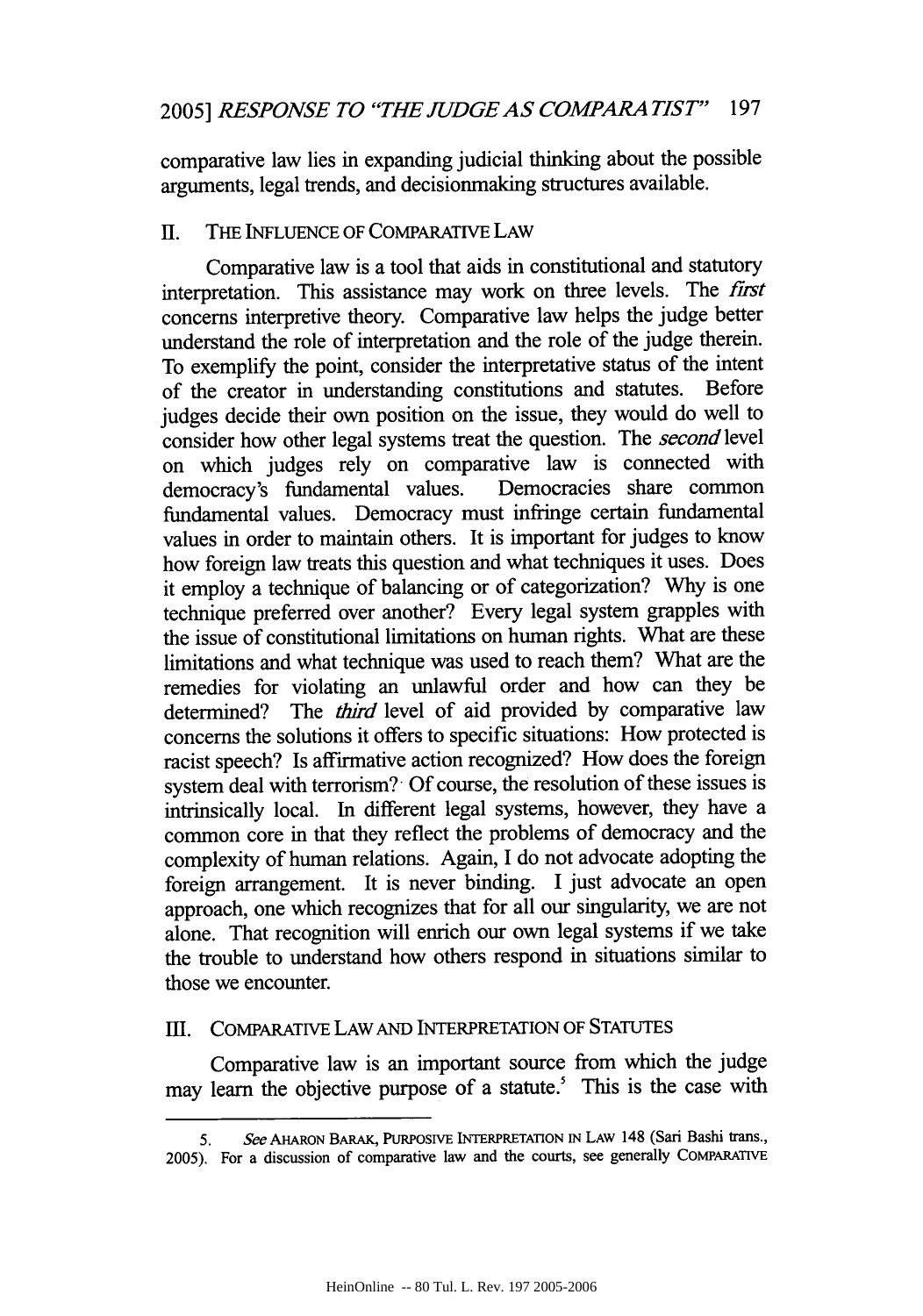comparative law lies in expanding judicial thinking about the possible arguments, legal trends, and decisionmaking structures available.

## II. The Influence of Comparative Law

Comparative law is a tool that aids in constitutional and statutory interpretation. This assistance may work on three levels. The *first* concerns interpretive theory. Comparative law helps the judge better understand the role of interpretation and the role of the judge therein. To exemplify the point, consider the interpretative status of the intent of the creator in understanding constitutions and statutes. Before judges decide their own position on the issue, they would do well to consider how other legal systems treat the question. The *second* level on which judges rely on comparative law is connected with democracy's fundamental values. Democracies share common fundamental values. Democracy must infringe certain fundamental values in order to maintain others. It is important for judges to know how foreign law treats this question and what techniques it uses. Does it employ a technique of balancing or of categorization? Why is one technique preferred over another? Every legal system grapples with the issue of constitutional limitations on human rights. What are these limitations and what technique was used to reach them? What are the remedies for violating an unlawful order and how can they be determined? The *third* level of aid provided by comparative law concerns the solutions it offers to specific situations: How protected is racist speech? Is affirmative action recognized? How does the foreign system deal with terrorism? Of course, the resolution of these issues is intrinsically local. In different legal systems, however, they have a common core in that they reflect the problems of democracy and the complexity of human relations. Again, I do not advocate adopting the foreign arrangement. It is never binding. I just advocate an open approach, one which recognizes that for all our singularity, we are not alone. That recognition will enrich our own legal systems if we take the trouble to understand how others respond in situations similar to those we encounter.

## III. Comparative Law and Interpretation of Statutes

Comparative law is an important source from which the judge may learn the objective purpose of a statute.[5] This is the case with

---

5. *See* Aharon Barak, Purposive Interpretation in Law 148 (Sari Bashi trans., 2005). For a discussion of comparative law and the courts, see generally Comparative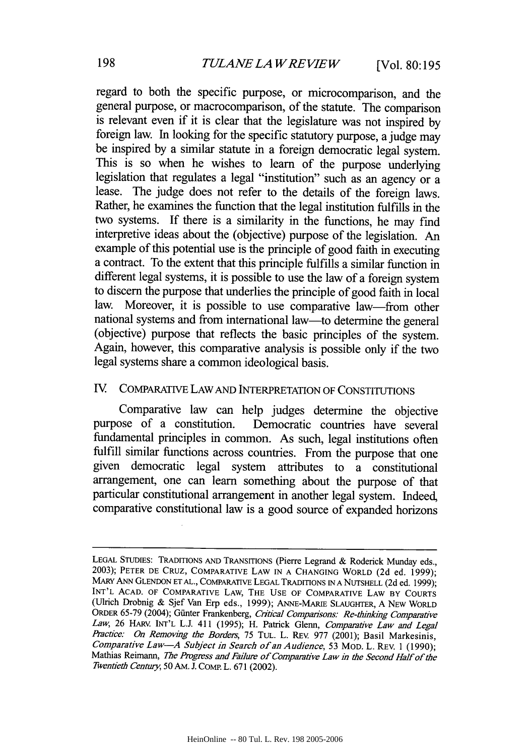regard to both the specific purpose, or microcomparison, and the general purpose, or macrocomparison, of the statute. The comparison is relevant even if it is clear that the legislature was not inspired by foreign law. In looking for the specific statutory purpose, a judge may be inspired by a similar statute in a foreign democratic legal system. This is so when he wishes to learn of the purpose underlying legislation that regulates a legal "institution" such as an agency or a lease. The judge does not refer to the details of the foreign laws. Rather, he examines the function that the legal institution fulfills in the two systems. If there is a similarity in the functions, he may find interpretive ideas about the (objective) purpose of the legislation. An example of this potential use is the principle of good faith in executing a contract. To the extent that this principle fulfills a similar function in different legal systems, it is possible to use the law of a foreign system to discern the purpose that underlies the principle of good faith in local law. Moreover, it is possible to use comparative law—from other national systems and from international law—to determine the general (objective) purpose that reflects the basic principles of the system. Again, however, this comparative analysis is possible only if the two legal systems share a common ideological basis.

## IV. COMPARATIVE LAW AND INTERPRETATION OF CONSTITUTIONS

Comparative law can help judges determine the objective purpose of a constitution. Democratic countries have several fundamental principles in common. As such, legal institutions often fulfill similar functions across countries. From the purpose that one given democratic legal system attributes to a constitutional arrangement, one can learn something about the purpose of that particular constitutional arrangement in another legal system. Indeed, comparative constitutional law is a good source of expanded horizons

---

LEGAL STUDIES: TRADITIONS AND TRANSITIONS (Pierre Legrand & Roderick Munday eds., 2003); PETER DE CRUZ, COMPARATIVE LAW IN A CHANGING WORLD (2d ed. 1999); MARY ANN GLENDON ET AL., COMPARATIVE LEGAL TRADITIONS IN A NUTSHELL (2d ed. 1999); INT'L ACAD. OF COMPARATIVE LAW, THE USE OF COMPARATIVE LAW BY COURTS (Ulrich Drobnig & Sjef Van Erp eds., 1999); ANNE-MARIE SLAUGHTER, A NEW WORLD ORDER 65-79 (2004); Günter Frankenberg, *Critical Comparisons: Re-thinking Comparative Law*, 26 HARV. INT'L L.J. 411 (1995); H. Patrick Glenn, *Comparative Law and Legal Practice: On Removing the Borders*, 75 TUL. L. REV. 977 (2001); Basil Markesinis, *Comparative Law—A Subject in Search of an Audience*, 53 MOD. L. REV. 1 (1990); Mathias Reimann, *The Progress and Failure of Comparative Law in the Second Half of the Twentieth Century*, 50 AM. J. COMP. L. 671 (2002).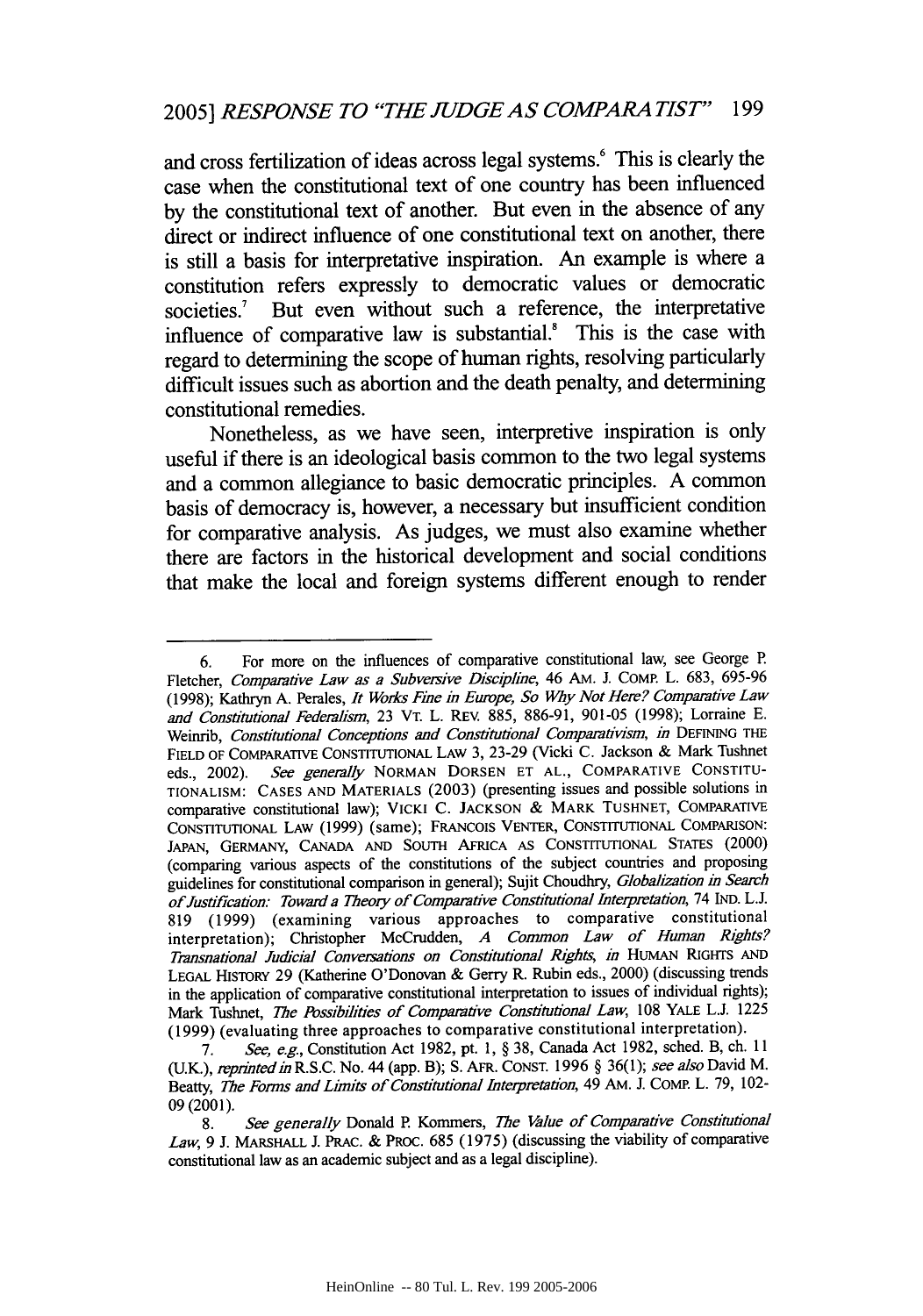and cross fertilization of ideas across legal systems.[6] This is clearly the case when the constitutional text of one country has been influenced by the constitutional text of another. But even in the absence of any direct or indirect influence of one constitutional text on another, there is still a basis for interpretative inspiration. An example is where a constitution refers expressly to democratic values or democratic societies.[7] But even without such a reference, the interpretative influence of comparative law is substantial.[8] This is the case with regard to determining the scope of human rights, resolving particularly difficult issues such as abortion and the death penalty, and determining constitutional remedies.

Nonetheless, as we have seen, interpretive inspiration is only useful if there is an ideological basis common to the two legal systems and a common allegiance to basic democratic principles. A common basis of democracy is, however, a necessary but insufficient condition for comparative analysis. As judges, we must also examine whether there are factors in the historical development and social conditions that make the local and foreign systems different enough to render

---

6. For more on the influences of comparative constitutional law, see George P. Fletcher, *Comparative Law as a Subversive Discipline*, 46 AM. J. COMP. L. 683, 695-96 (1998); Kathryn A. Perales, *It Works Fine in Europe, So Why Not Here? Comparative Law and Constitutional Federalism*, 23 VT. L. REV. 885, 886-91, 901-05 (1998); Lorraine E. Weinrib, *Constitutional Conceptions and Constitutional Comparativism*, *in* DEFINING THE FIELD OF COMPARATIVE CONSTITUTIONAL LAW 3, 23-29 (Vicki C. Jackson & Mark Tushnet eds., 2002). *See generally* NORMAN DORSEN ET AL., COMPARATIVE CONSTITUTIONALISM: CASES AND MATERIALS (2003) (presenting issues and possible solutions in comparative constitutional law); VICKI C. JACKSON & MARK TUSHNET, COMPARATIVE CONSTITUTIONAL LAW (1999) (same); FRANCOIS VENTER, CONSTITUTIONAL COMPARISON: JAPAN, GERMANY, CANADA AND SOUTH AFRICA AS CONSTITUTIONAL STATES (2000) (comparing various aspects of the constitutions of the subject countries and proposing guidelines for constitutional comparison in general); Sujit Choudhry, *Globalization in Search of Justification: Toward a Theory of Comparative Constitutional Interpretation*, 74 IND. L.J. 819 (1999) (examining various approaches to comparative constitutional interpretation); Christopher McCrudden, *A Common Law of Human Rights? Transnational Judicial Conversations on Constitutional Rights*, *in* HUMAN RIGHTS AND LEGAL HISTORY 29 (Katherine O'Donovan & Gerry R. Rubin eds., 2000) (discussing trends in the application of comparative constitutional interpretation to issues of individual rights); Mark Tushnet, *The Possibilities of Comparative Constitutional Law*, 108 YALE L.J. 1225 (1999) (evaluating three approaches to comparative constitutional interpretation).

7. *See, e.g.*, Constitution Act 1982, pt. 1, § 38, Canada Act 1982, sched. B, ch. 11 (U.K.), *reprinted in* R.S.C. No. 44 (app. B); S. AFR. CONST. 1996 § 36(1); *see also* David M. Beatty, *The Forms and Limits of Constitutional Interpretation*, 49 AM. J. COMP. L. 79, 102-09 (2001).

8. *See generally* Donald P. Kommers, *The Value of Comparative Constitutional Law*, 9 J. MARSHALL J. PRAC. & PROC. 685 (1975) (discussing the viability of comparative constitutional law as an academic subject and as a legal discipline).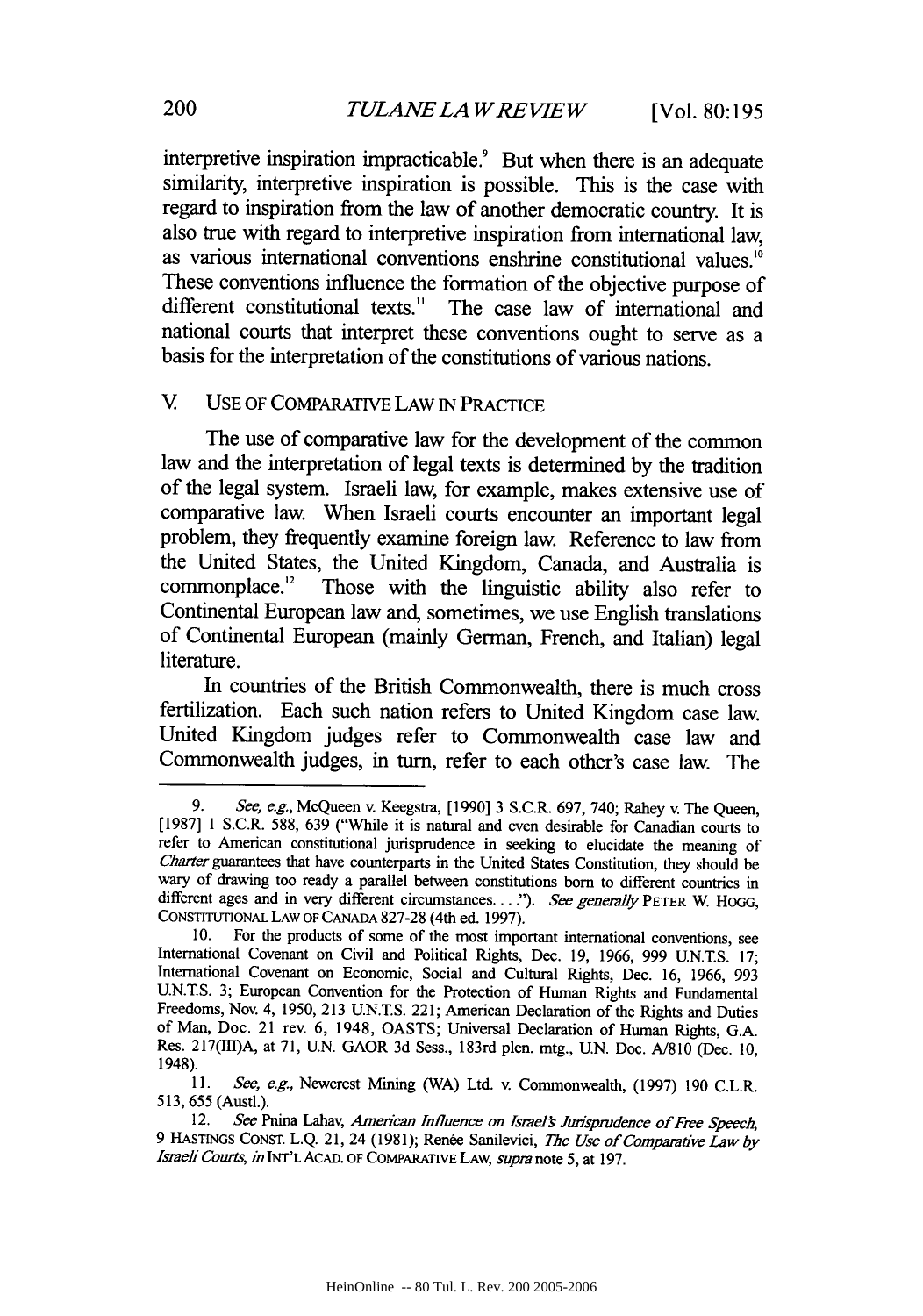interpretive inspiration impracticable.[9] But when there is an adequate similarity, interpretive inspiration is possible. This is the case with regard to inspiration from the law of another democratic country. It is also true with regard to interpretive inspiration from international law, as various international conventions enshrine constitutional values.[10] These conventions influence the formation of the objective purpose of different constitutional texts.[11] The case law of international and national courts that interpret these conventions ought to serve as a basis for the interpretation of the constitutions of various nations.

## V. USE OF COMPARATIVE LAW IN PRACTICE

The use of comparative law for the development of the common law and the interpretation of legal texts is determined by the tradition of the legal system. Israeli law, for example, makes extensive use of comparative law. When Israeli courts encounter an important legal problem, they frequently examine foreign law. Reference to law from the United States, the United Kingdom, Canada, and Australia is commonplace.[12] Those with the linguistic ability also refer to Continental European law and, sometimes, we use English translations of Continental European (mainly German, French, and Italian) legal literature.

In countries of the British Commonwealth, there is much cross fertilization. Each such nation refers to United Kingdom case law. United Kingdom judges refer to Commonwealth case law and Commonwealth judges, in turn, refer to each other's case law. The

---

9. *See, e.g.*, McQueen v. Keegstra, [1990] 3 S.C.R. 697, 740; Rahey v. The Queen, [1987] 1 S.C.R. 588, 639 ("While it is natural and even desirable for Canadian courts to refer to American constitutional jurisprudence in seeking to elucidate the meaning of *Charter* guarantees that have counterparts in the United States Constitution, they should be wary of drawing too ready a parallel between constitutions born to different countries in different ages and in very different circumstances. . . ."). *See generally* PETER W. HOGG, CONSTITUTIONAL LAW OF CANADA 827-28 (4th ed. 1997).

10. For the products of some of the most important international conventions, see International Covenant on Civil and Political Rights, Dec. 19, 1966, 999 U.N.T.S. 17; International Covenant on Economic, Social and Cultural Rights, Dec. 16, 1966, 993 U.N.T.S. 3; European Convention for the Protection of Human Rights and Fundamental Freedoms, Nov. 4, 1950, 213 U.N.T.S. 221; American Declaration of the Rights and Duties of Man, Doc. 21 rev. 6, 1948, OASTS; Universal Declaration of Human Rights, G.A. Res. 217(III)A, at 71, U.N. GAOR 3d Sess., 183rd plen. mtg., U.N. Doc. A/810 (Dec. 10, 1948).

11. *See, e.g.*, Newcrest Mining (WA) Ltd. v. Commonwealth, (1997) 190 C.L.R. 513, 655 (Austl.).

12. *See* Pnina Lahav, *American Influence on Israel's Jurisprudence of Free Speech*, 9 HASTINGS CONST. L.Q. 21, 24 (1981); Renée Sanilevici, *The Use of Comparative Law by Israeli Courts*, *in* INT'L ACAD. OF COMPARATIVE LAW, *supra* note 5, at 197.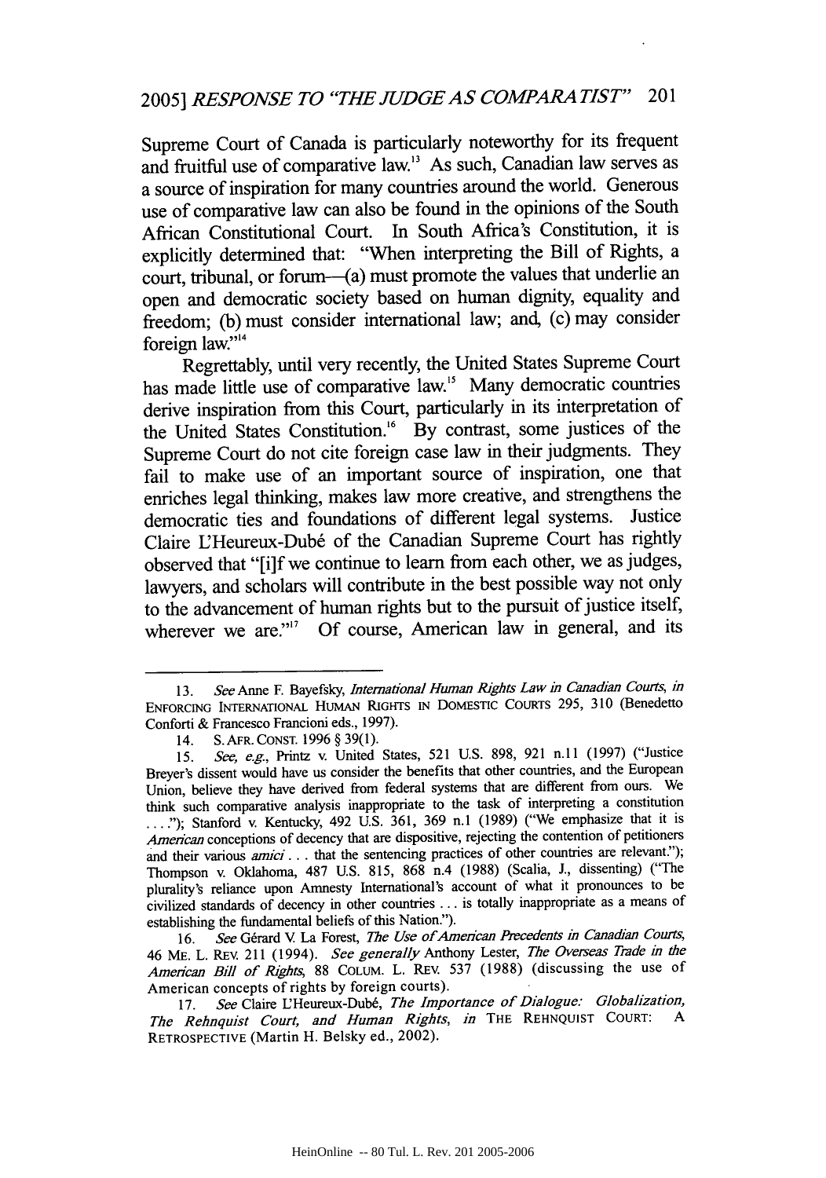Supreme Court of Canada is particularly noteworthy for its frequent and fruitful use of comparative law.[13] As such, Canadian law serves as a source of inspiration for many countries around the world. Generous use of comparative law can also be found in the opinions of the South African Constitutional Court. In South Africa's Constitution, it is explicitly determined that: "When interpreting the Bill of Rights, a court, tribunal, or forum—(a) must promote the values that underlie an open and democratic society based on human dignity, equality and freedom; (b) must consider international law; and, (c) may consider foreign law."[14]

Regrettably, until very recently, the United States Supreme Court has made little use of comparative law.[15] Many democratic countries derive inspiration from this Court, particularly in its interpretation of the United States Constitution.[16] By contrast, some justices of the Supreme Court do not cite foreign case law in their judgments. They fail to make use of an important source of inspiration, one that enriches legal thinking, makes law more creative, and strengthens the democratic ties and foundations of different legal systems. Justice Claire L'Heureux-Dubé of the Canadian Supreme Court has rightly observed that "[i]f we continue to learn from each other, we as judges, lawyers, and scholars will contribute in the best possible way not only to the advancement of human rights but to the pursuit of justice itself, wherever we are."[17] Of course, American law in general, and its

---

13. *See* Anne F. Bayefsky, *International Human Rights Law in Canadian Courts*, *in* ENFORCING INTERNATIONAL HUMAN RIGHTS IN DOMESTIC COURTS 295, 310 (Benedetto Conforti & Francesco Francioni eds., 1997).

14. S. AFR. CONST. 1996 § 39(1).

15. *See, e.g.*, Printz v. United States, 521 U.S. 898, 921 n.11 (1997) ("Justice Breyer's dissent would have us consider the benefits that other countries, and the European Union, believe they have derived from federal systems that are different from ours. We think such comparative analysis inappropriate to the task of interpreting a constitution . . . ."); Stanford v. Kentucky, 492 U.S. 361, 369 n.1 (1989) ("We emphasize that it is *American* conceptions of decency that are dispositive, rejecting the contention of petitioners and their various *amici* . . . that the sentencing practices of other countries are relevant."); Thompson v. Oklahoma, 487 U.S. 815, 868 n.4 (1988) (Scalia, J., dissenting) ("The plurality's reliance upon Amnesty International's account of what it pronounces to be civilized standards of decency in other countries . . . is totally inappropriate as a means of establishing the fundamental beliefs of this Nation.").

16. *See* Gérard V. La Forest, *The Use of American Precedents in Canadian Courts*, 46 ME. L. REV. 211 (1994). *See generally* Anthony Lester, *The Overseas Trade in the American Bill of Rights*, 88 COLUM. L. REV. 537 (1988) (discussing the use of American concepts of rights by foreign courts).

17. *See* Claire L'Heureux-Dubé, *The Importance of Dialogue: Globalization, The Rehnquist Court, and Human Rights*, *in* THE REHNQUIST COURT: A RETROSPECTIVE (Martin H. Belsky ed., 2002).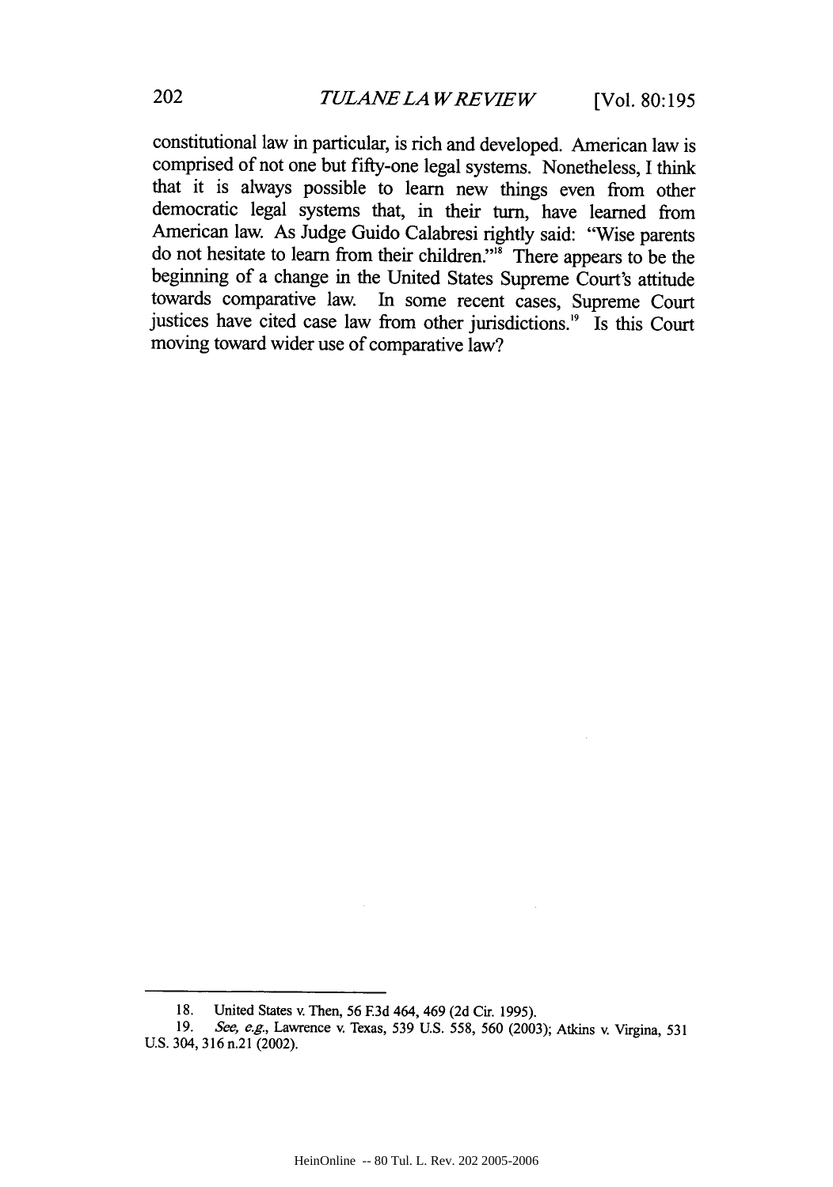constitutional law in particular, is rich and developed. American law is comprised of not one but fifty-one legal systems. Nonetheless, I think that it is always possible to learn new things even from other democratic legal systems that, in their turn, have learned from American law. As Judge Guido Calabresi rightly said: "Wise parents do not hesitate to learn from their children."[18] There appears to be the beginning of a change in the United States Supreme Court's attitude towards comparative law. In some recent cases, Supreme Court justices have cited case law from other jurisdictions.[19] Is this Court moving toward wider use of comparative law?

---

18. United States v. Then, 56 F.3d 464, 469 (2d Cir. 1995).

19. *See, e.g.*, Lawrence v. Texas, 539 U.S. 558, 560 (2003); Atkins v. Virgina, 531 U.S. 304, 316 n.21 (2002).